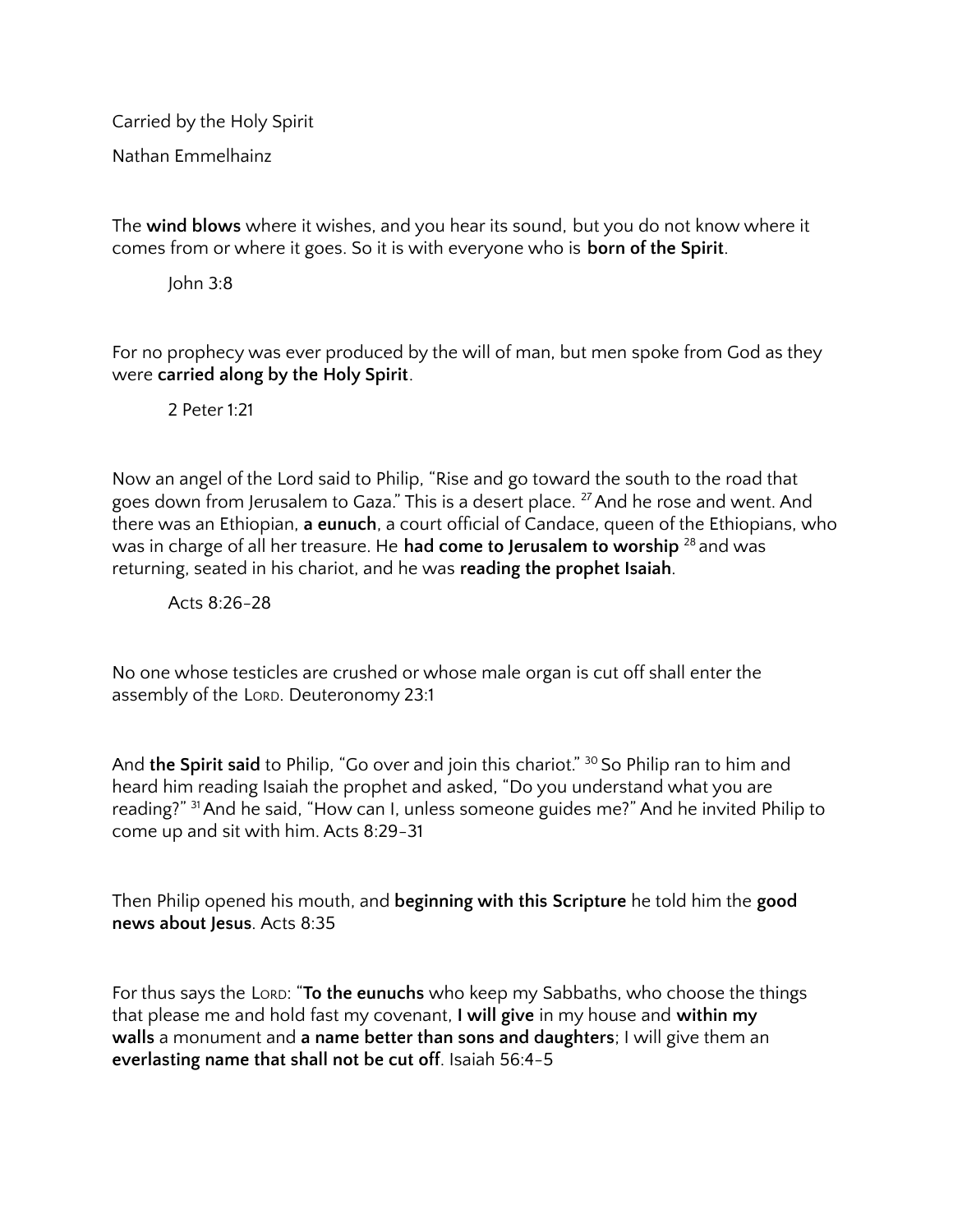Carried by the Holy Spirit

Nathan Emmelhainz

The **wind blows** where it wishes, and you hear its sound, but you do not know where it comes from or where it goes. So it is with everyone who is **born of the Spirit**.

John 3:8

For no prophecy was ever produced by the will of man, but men spoke from God as they were **carried along by the Holy Spirit**.

2 Peter 1:21

Now an angel of the Lord said to Philip, "Rise and go toward the south to the road that goes down from Jerusalem to Gaza." This is a desert place. [27] And he rose and went. And there was an Ethiopian, **a eunuch**, a court official of Candace, queen of the Ethiopians, who was in charge of all her treasure. He **had come to Jerusalem to worship** [28] and was returning, seated in his chariot, and he was **reading the prophet Isaiah**.

Acts 8:26–28

No one whose testicles are crushed or whose male organ is cut off shall enter the assembly of the LORD. Deuteronomy 23:1

And **the Spirit said** to Philip, "Go over and join this chariot." [30] So Philip ran to him and heard him reading Isaiah the prophet and asked, "Do you understand what you are reading?" [31] And he said, "How can I, unless someone guides me?" And he invited Philip to come up and sit with him. Acts 8:29–31

Then Philip opened his mouth, and **beginning with this Scripture** he told him the **good news about Jesus**. Acts 8:35

For thus says the LORD: "**To the eunuchs** who keep my Sabbaths, who choose the things that please me and hold fast my covenant, **I will give** in my house and **within my walls** a monument and **a name better than sons and daughters**; I will give them an **everlasting name that shall not be cut off**. Isaiah 56:4–5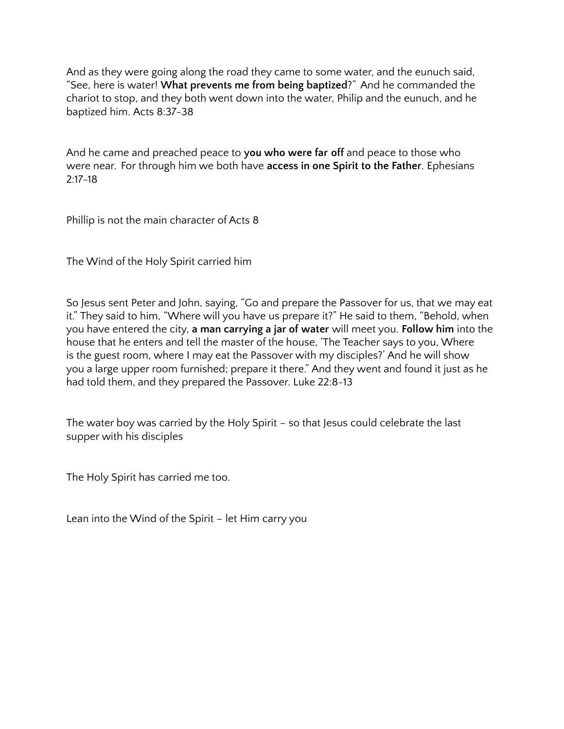And as they were going along the road they came to some water, and the eunuch said, "See, here is water! **What prevents me from being baptized**?" And he commanded the chariot to stop, and they both went down into the water, Philip and the eunuch, and he baptized him. Acts 8:37-38

And he came and preached peace to **you who were far off** and peace to those who were near. For through him we both have **access in one Spirit to the Father**. Ephesians 2:17-18

Phillip is not the main character of Acts 8

The Wind of the Holy Spirit carried him

So Jesus sent Peter and John, saying, "Go and prepare the Passover for us, that we may eat it." They said to him, "Where will you have us prepare it?" He said to them, "Behold, when you have entered the city, **a man carrying a jar of water** will meet you. **Follow him** into the house that he enters and tell the master of the house, 'The Teacher says to you, Where is the guest room, where I may eat the Passover with my disciples?' And he will show you a large upper room furnished; prepare it there." And they went and found it just as he had told them, and they prepared the Passover. Luke 22:8-13

The water boy was carried by the Holy Spirit – so that Jesus could celebrate the last supper with his disciples

The Holy Spirit has carried me too.

Lean into the Wind of the Spirit – let Him carry you